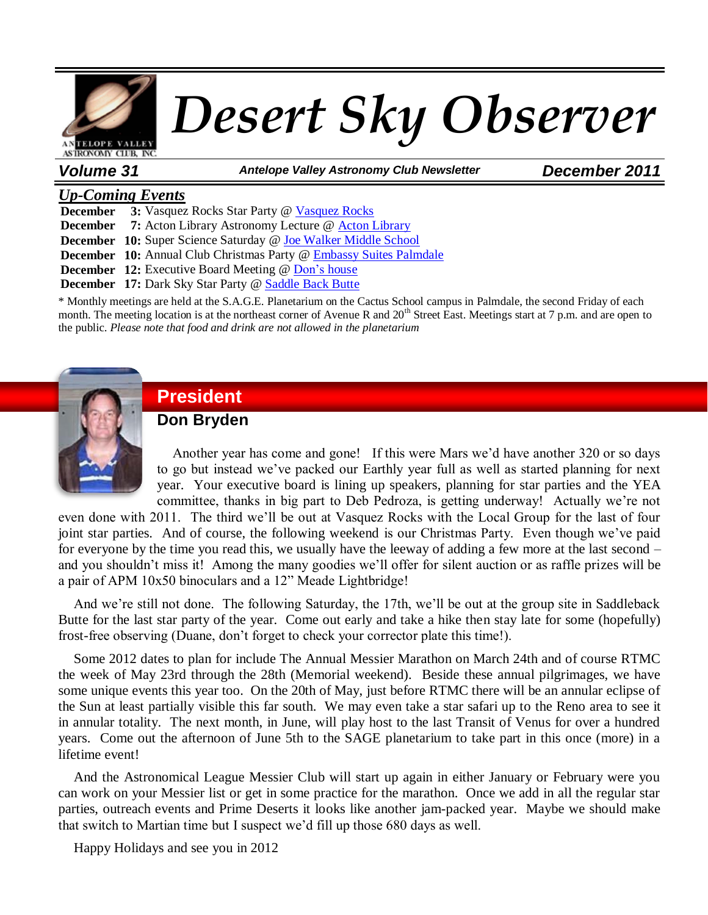# Desert Sky Observer

**Volume 31** | *Antelope Valley Astronomy Club Newsletter* | **December 2011**

## *Up-Coming Events*

| | |
|---|---|
| **December** | **3:** Vasquez Rocks Star Party @ Vasquez Rocks |
| **December** | **7:** Acton Library Astronomy Lecture @ Acton Library |
| **December** | **10:** Super Science Saturday @ Joe Walker Middle School |
| **December** | **10:** Annual Club Christmas Party @ Embassy Suites Palmdale |
| **December** | **12:** Executive Board Meeting @ Don's house |
| **December** | **17:** Dark Sky Star Party @ Saddle Back Butte |

* Monthly meetings are held at the S.A.G.E. Planetarium on the Cactus School campus in Palmdale, the second Friday of each month. The meeting location is at the northeast corner of Avenue R and 20th Street East. Meetings start at 7 p.m. and are open to the public. *Please note that food and drink are not allowed in the planetarium*

## President

### Don Bryden

Another year has come and gone! If this were Mars we'd have another 320 or so days to go but instead we've packed our Earthly year full as well as started planning for next year. Your executive board is lining up speakers, planning for star parties and the YEA committee, thanks in big part to Deb Pedroza, is getting underway! Actually we're not even done with 2011. The third we'll be out at Vasquez Rocks with the Local Group for the last of four joint star parties. And of course, the following weekend is our Christmas Party. Even though we've paid for everyone by the time you read this, we usually have the leeway of adding a few more at the last second – and you shouldn't miss it! Among the many goodies we'll offer for silent auction or as raffle prizes will be a pair of APM 10x50 binoculars and a 12" Meade Lightbridge!

And we're still not done. The following Saturday, the 17th, we'll be out at the group site in Saddleback Butte for the last star party of the year. Come out early and take a hike then stay late for some (hopefully) frost-free observing (Duane, don't forget to check your corrector plate this time!).

Some 2012 dates to plan for include The Annual Messier Marathon on March 24th and of course RTMC the week of May 23rd through the 28th (Memorial weekend). Beside these annual pilgrimages, we have some unique events this year too. On the 20th of May, just before RTMC there will be an annular eclipse of the Sun at least partially visible this far south. We may even take a star safari up to the Reno area to see it in annular totality. The next month, in June, will play host to the last Transit of Venus for over a hundred years. Come out the afternoon of June 5th to the SAGE planetarium to take part in this once (more) in a lifetime event!

And the Astronomical League Messier Club will start up again in either January or February were you can work on your Messier list or get in some practice for the marathon. Once we add in all the regular star parties, outreach events and Prime Deserts it looks like another jam-packed year. Maybe we should make that switch to Martian time but I suspect we'd fill up those 680 days as well.

Happy Holidays and see you in 2012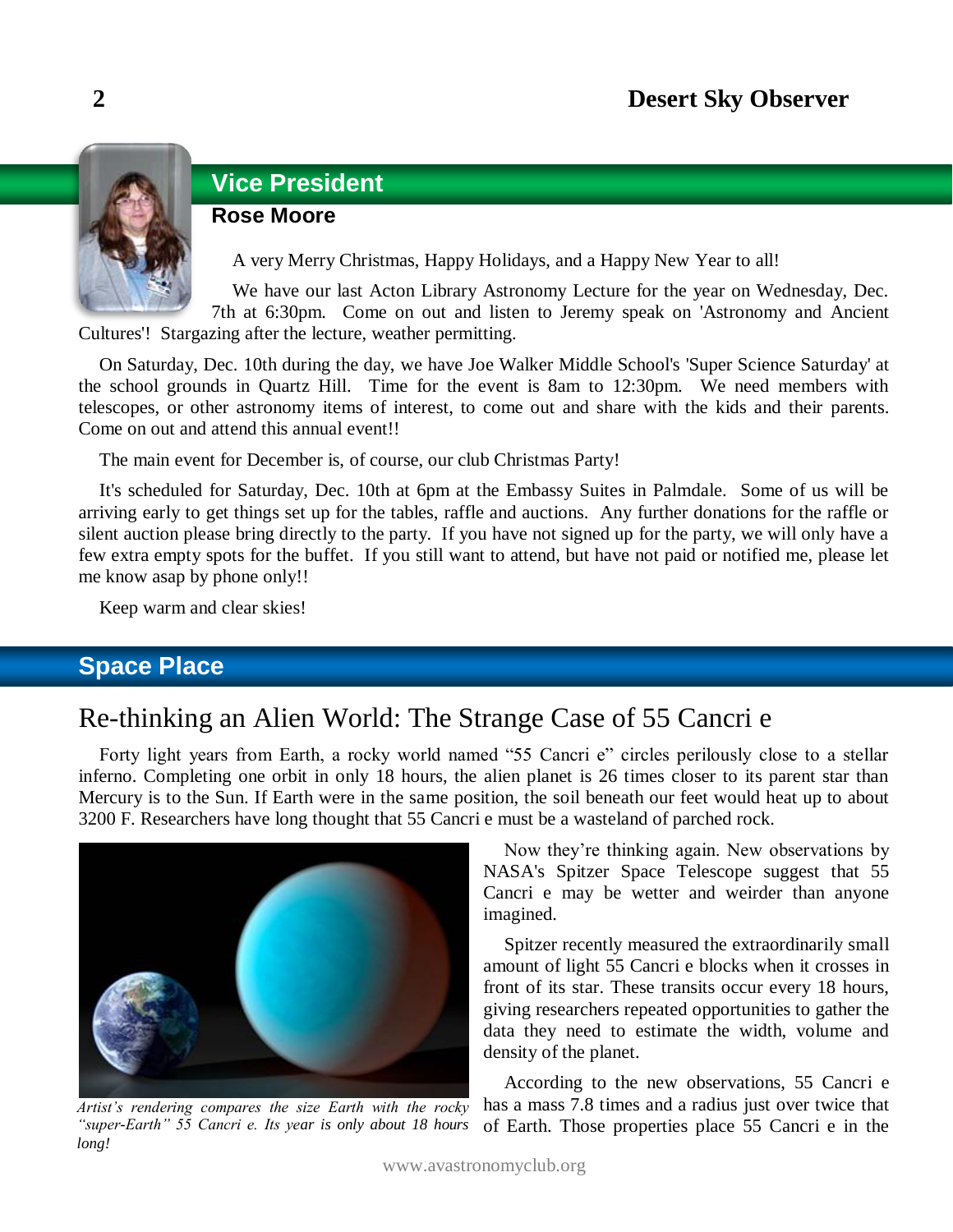## Vice President

### Rose Moore

A very Merry Christmas, Happy Holidays, and a Happy New Year to all!

We have our last Acton Library Astronomy Lecture for the year on Wednesday, Dec. 7th at 6:30pm. Come on out and listen to Jeremy speak on 'Astronomy and Ancient Cultures'! Stargazing after the lecture, weather permitting.

On Saturday, Dec. 10th during the day, we have Joe Walker Middle School's 'Super Science Saturday' at the school grounds in Quartz Hill. Time for the event is 8am to 12:30pm. We need members with telescopes, or other astronomy items of interest, to come out and share with the kids and their parents. Come on out and attend this annual event!!

The main event for December is, of course, our club Christmas Party!

It's scheduled for Saturday, Dec. 10th at 6pm at the Embassy Suites in Palmdale. Some of us will be arriving early to get things set up for the tables, raffle and auctions. Any further donations for the raffle or silent auction please bring directly to the party. If you have not signed up for the party, we will only have a few extra empty spots for the buffet. If you still want to attend, but have not paid or notified me, please let me know asap by phone only!!

Keep warm and clear skies!

## Space Place

# Re-thinking an Alien World: The Strange Case of 55 Cancri e

Forty light years from Earth, a rocky world named "55 Cancri e" circles perilously close to a stellar inferno. Completing one orbit in only 18 hours, the alien planet is 26 times closer to its parent star than Mercury is to the Sun. If Earth were in the same position, the soil beneath our feet would heat up to about 3200 F. Researchers have long thought that 55 Cancri e must be a wasteland of parched rock.

*Artist's rendering compares the size Earth with the rocky "super-Earth" 55 Cancri e. Its year is only about 18 hours long!*

Now they're thinking again. New observations by NASA's Spitzer Space Telescope suggest that 55 Cancri e may be wetter and weirder than anyone imagined.

Spitzer recently measured the extraordinarily small amount of light 55 Cancri e blocks when it crosses in front of its star. These transits occur every 18 hours, giving researchers repeated opportunities to gather the data they need to estimate the width, volume and density of the planet.

According to the new observations, 55 Cancri e has a mass 7.8 times and a radius just over twice that of Earth. Those properties place 55 Cancri e in the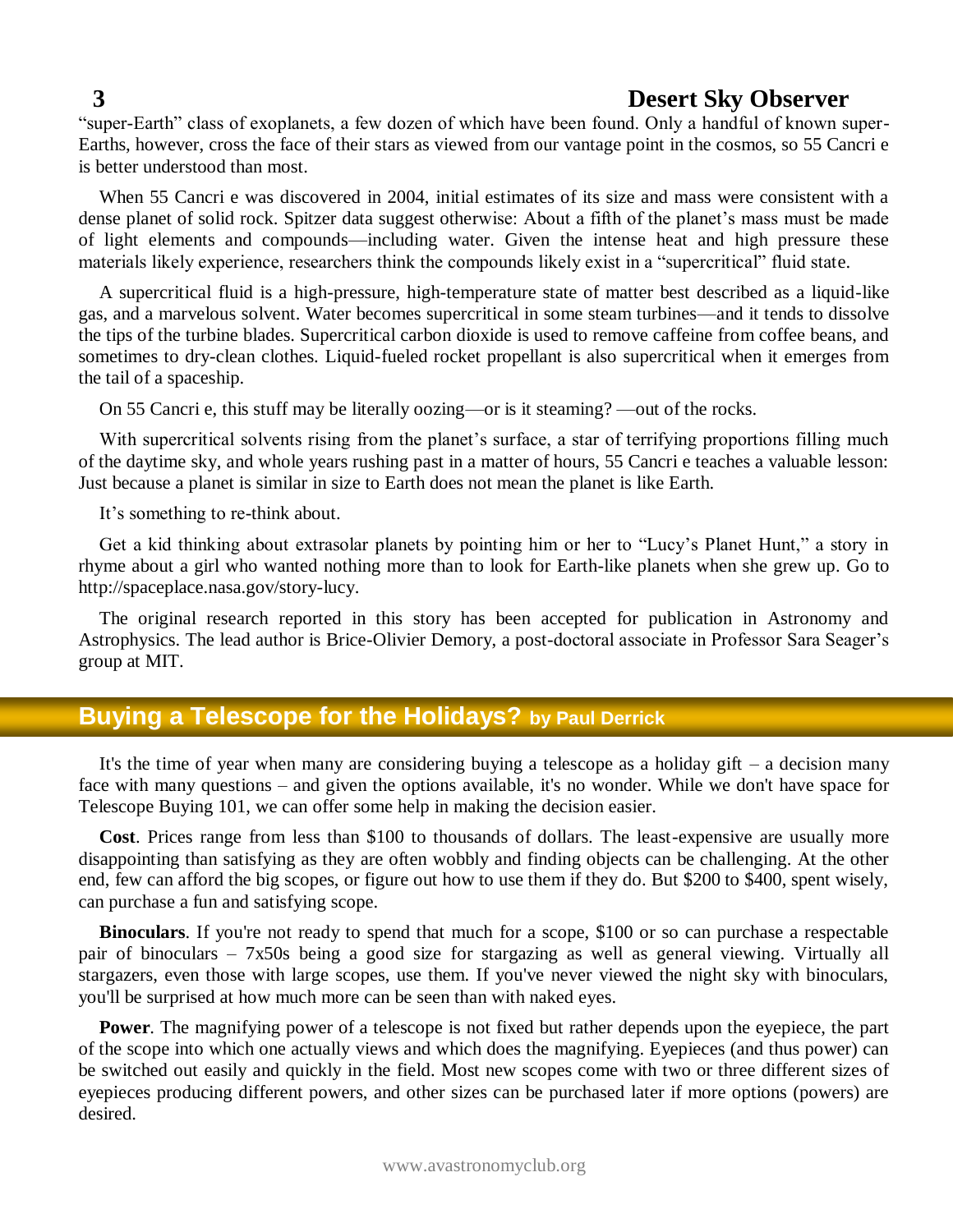"super-Earth" class of exoplanets, a few dozen of which have been found. Only a handful of known super-Earths, however, cross the face of their stars as viewed from our vantage point in the cosmos, so 55 Cancri e is better understood than most.

When 55 Cancri e was discovered in 2004, initial estimates of its size and mass were consistent with a dense planet of solid rock. Spitzer data suggest otherwise: About a fifth of the planet's mass must be made of light elements and compounds—including water. Given the intense heat and high pressure these materials likely experience, researchers think the compounds likely exist in a "supercritical" fluid state.

A supercritical fluid is a high-pressure, high-temperature state of matter best described as a liquid-like gas, and a marvelous solvent. Water becomes supercritical in some steam turbines—and it tends to dissolve the tips of the turbine blades. Supercritical carbon dioxide is used to remove caffeine from coffee beans, and sometimes to dry-clean clothes. Liquid-fueled rocket propellant is also supercritical when it emerges from the tail of a spaceship.

On 55 Cancri e, this stuff may be literally oozing—or is it steaming? —out of the rocks.

With supercritical solvents rising from the planet's surface, a star of terrifying proportions filling much of the daytime sky, and whole years rushing past in a matter of hours, 55 Cancri e teaches a valuable lesson: Just because a planet is similar in size to Earth does not mean the planet is like Earth.

It's something to re-think about.

Get a kid thinking about extrasolar planets by pointing him or her to "Lucy's Planet Hunt," a story in rhyme about a girl who wanted nothing more than to look for Earth-like planets when she grew up. Go to http://spaceplace.nasa.gov/story-lucy.

The original research reported in this story has been accepted for publication in Astronomy and Astrophysics. The lead author is Brice-Olivier Demory, a post-doctoral associate in Professor Sara Seager's group at MIT.

## Buying a Telescope for the Holidays? by Paul Derrick

It's the time of year when many are considering buying a telescope as a holiday gift – a decision many face with many questions – and given the options available, it's no wonder. While we don't have space for Telescope Buying 101, we can offer some help in making the decision easier.

**Cost**. Prices range from less than $100 to thousands of dollars. The least-expensive are usually more disappointing than satisfying as they are often wobbly and finding objects can be challenging. At the other end, few can afford the big scopes, or figure out how to use them if they do. But $200 to $400, spent wisely, can purchase a fun and satisfying scope.

**Binoculars**. If you're not ready to spend that much for a scope, $100 or so can purchase a respectable pair of binoculars – 7x50s being a good size for stargazing as well as general viewing. Virtually all stargazers, even those with large scopes, use them. If you've never viewed the night sky with binoculars, you'll be surprised at how much more can be seen than with naked eyes.

**Power**. The magnifying power of a telescope is not fixed but rather depends upon the eyepiece, the part of the scope into which one actually views and which does the magnifying. Eyepieces (and thus power) can be switched out easily and quickly in the field. Most new scopes come with two or three different sizes of eyepieces producing different powers, and other sizes can be purchased later if more options (powers) are desired.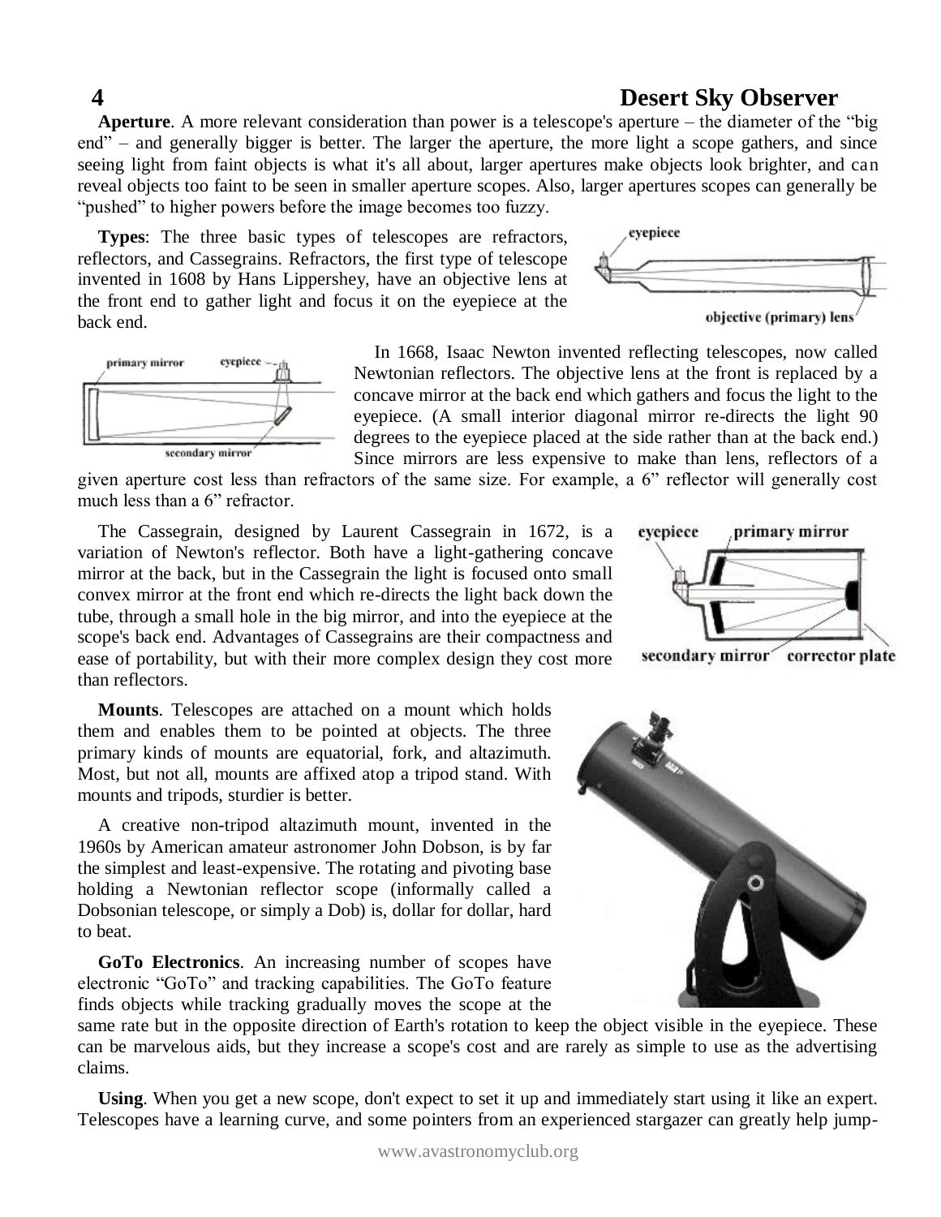**Aperture**. A more relevant consideration than power is a telescope's aperture – the diameter of the "big end" – and generally bigger is better. The larger the aperture, the more light a scope gathers, and since seeing light from faint objects is what it's all about, larger apertures make objects look brighter, and can reveal objects too faint to be seen in smaller aperture scopes. Also, larger apertures scopes can generally be "pushed" to higher powers before the image becomes too fuzzy.

**Types**: The three basic types of telescopes are refractors, reflectors, and Cassegrains. Refractors, the first type of telescope invented in 1608 by Hans Lippershey, have an objective lens at the front end to gather light and focus it on the eyepiece at the back end.

In 1668, Isaac Newton invented reflecting telescopes, now called Newtonian reflectors. The objective lens at the front is replaced by a concave mirror at the back end which gathers and focus the light to the eyepiece. (A small interior diagonal mirror re-directs the light 90 degrees to the eyepiece placed at the side rather than at the back end.) Since mirrors are less expensive to make than lens, reflectors of a given aperture cost less than refractors of the same size. For example, a 6" reflector will generally cost much less than a 6" refractor.

The Cassegrain, designed by Laurent Cassegrain in 1672, is a variation of Newton's reflector. Both have a light-gathering concave mirror at the back, but in the Cassegrain the light is focused onto small convex mirror at the front end which re-directs the light back down the tube, through a small hole in the big mirror, and into the eyepiece at the scope's back end. Advantages of Cassegrains are their compactness and ease of portability, but with their more complex design they cost more than reflectors.

**Mounts**. Telescopes are attached on a mount which holds them and enables them to be pointed at objects. The three primary kinds of mounts are equatorial, fork, and altazimuth. Most, but not all, mounts are affixed atop a tripod stand. With mounts and tripods, sturdier is better.

A creative non-tripod altazimuth mount, invented in the 1960s by American amateur astronomer John Dobson, is by far the simplest and least-expensive. The rotating and pivoting base holding a Newtonian reflector scope (informally called a Dobsonian telescope, or simply a Dob) is, dollar for dollar, hard to beat.

**GoTo Electronics**. An increasing number of scopes have electronic "GoTo" and tracking capabilities. The GoTo feature finds objects while tracking gradually moves the scope at the same rate but in the opposite direction of Earth's rotation to keep the object visible in the eyepiece. These can be marvelous aids, but they increase a scope's cost and are rarely as simple to use as the advertising claims.

**Using**. When you get a new scope, don't expect to set it up and immediately start using it like an expert. Telescopes have a learning curve, and some pointers from an experienced stargazer can greatly help jump-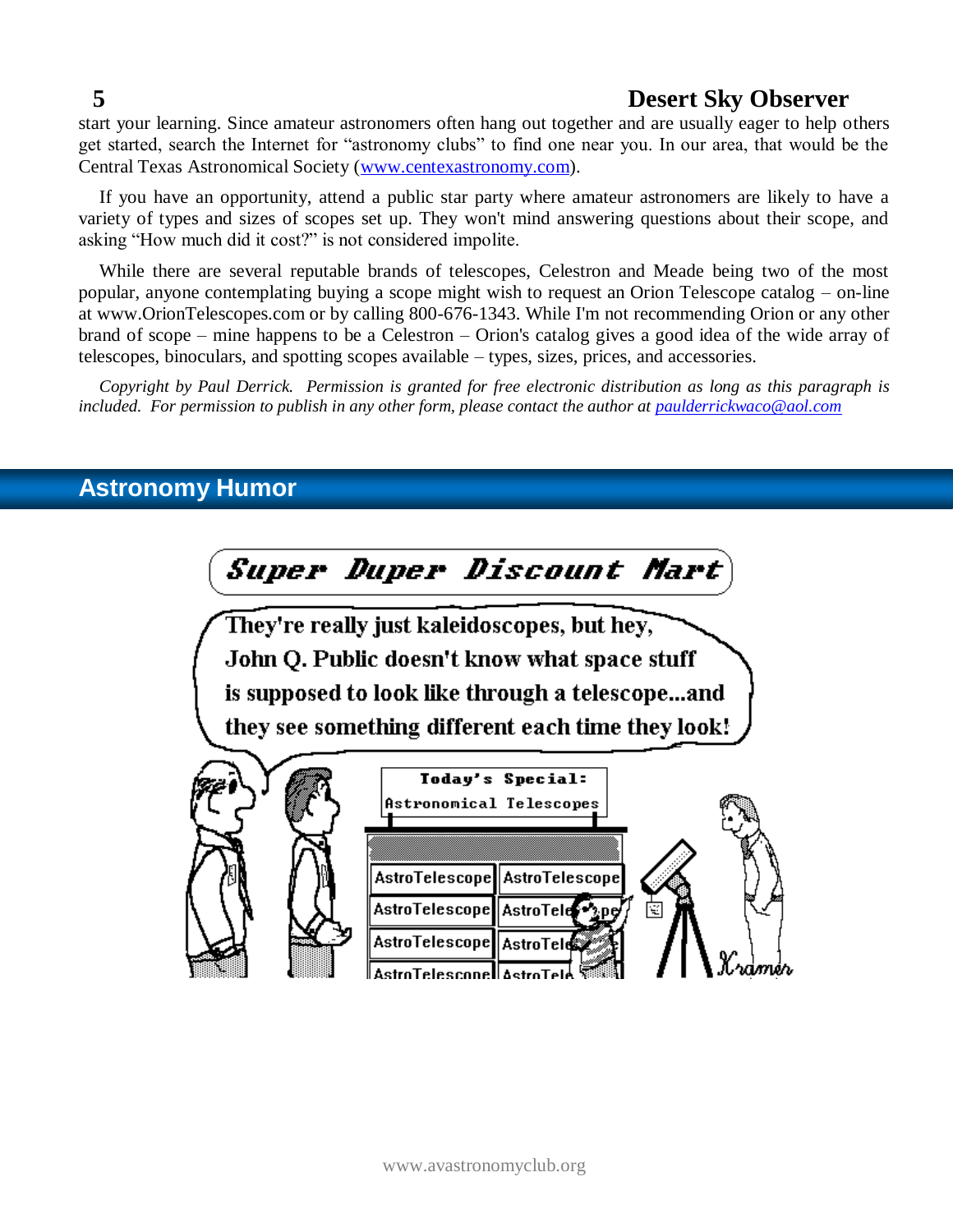start your learning. Since amateur astronomers often hang out together and are usually eager to help others get started, search the Internet for "astronomy clubs" to find one near you. In our area, that would be the Central Texas Astronomical Society (www.centexastronomy.com).

If you have an opportunity, attend a public star party where amateur astronomers are likely to have a variety of types and sizes of scopes set up. They won't mind answering questions about their scope, and asking "How much did it cost?" is not considered impolite.

While there are several reputable brands of telescopes, Celestron and Meade being two of the most popular, anyone contemplating buying a scope might wish to request an Orion Telescope catalog – on-line at www.OrionTelescopes.com or by calling 800-676-1343. While I'm not recommending Orion or any other brand of scope – mine happens to be a Celestron – Orion's catalog gives a good idea of the wide array of telescopes, binoculars, and spotting scopes available – types, sizes, prices, and accessories.

*Copyright by Paul Derrick. Permission is granted for free electronic distribution as long as this paragraph is included. For permission to publish in any other form, please contact the author at paulderrickwaco@aol.com*

## Astronomy Humor

Super Duper Discount Mart

They're really just kaleidoscopes, but hey, John Q. Public doesn't know what space stuff is supposed to look like through a telescope...and they see something different each time they look!

Today's Special: Astronomical Telescopes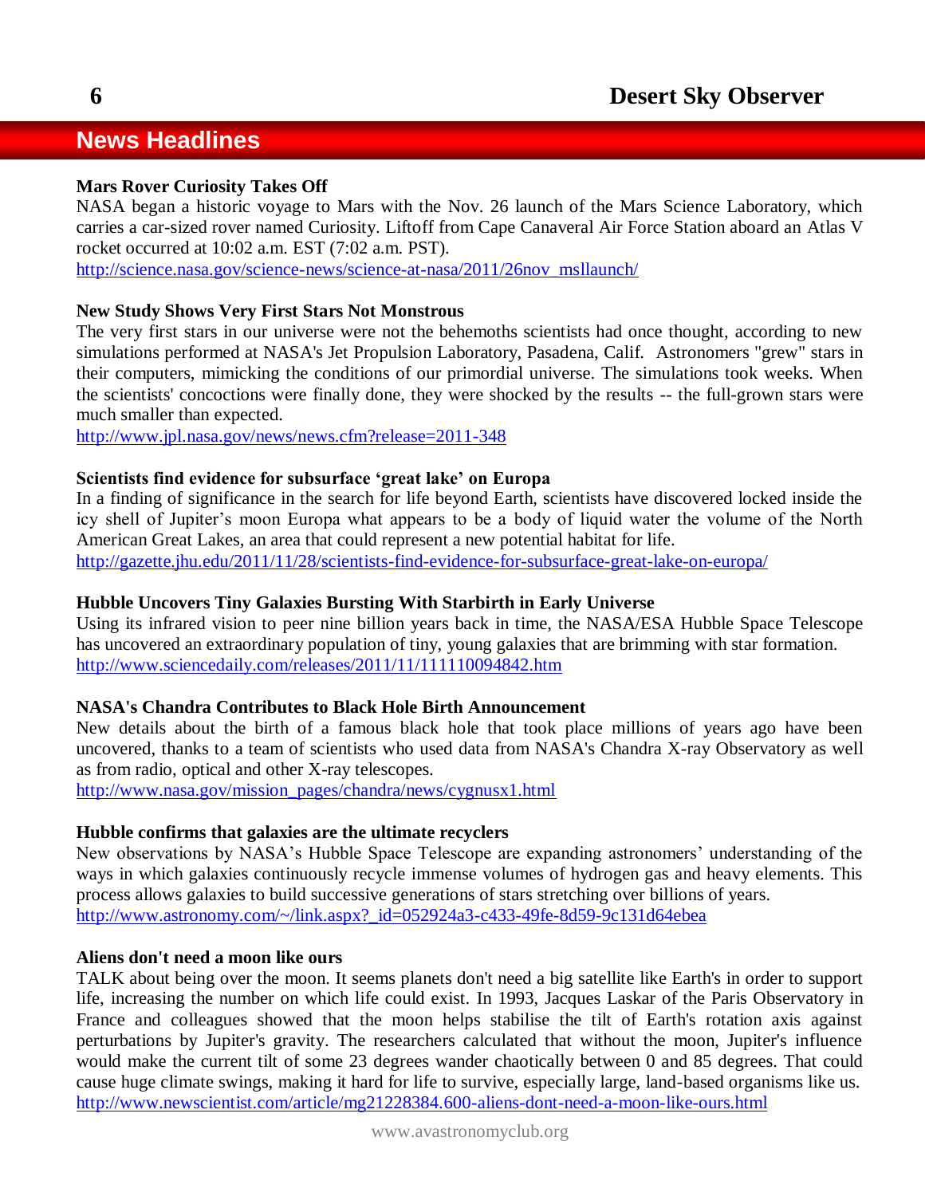## News Headlines

**Mars Rover Curiosity Takes Off**

NASA began a historic voyage to Mars with the Nov. 26 launch of the Mars Science Laboratory, which carries a car-sized rover named Curiosity. Liftoff from Cape Canaveral Air Force Station aboard an Atlas V rocket occurred at 10:02 a.m. EST (7:02 a.m. PST).

http://science.nasa.gov/science-news/science-at-nasa/2011/26nov_msllaunch/

**New Study Shows Very First Stars Not Monstrous**

The very first stars in our universe were not the behemoths scientists had once thought, according to new simulations performed at NASA's Jet Propulsion Laboratory, Pasadena, Calif. Astronomers "grew" stars in their computers, mimicking the conditions of our primordial universe. The simulations took weeks. When the scientists' concoctions were finally done, they were shocked by the results -- the full-grown stars were much smaller than expected.

http://www.jpl.nasa.gov/news/news.cfm?release=2011-348

**Scientists find evidence for subsurface 'great lake' on Europa**

In a finding of significance in the search for life beyond Earth, scientists have discovered locked inside the icy shell of Jupiter's moon Europa what appears to be a body of liquid water the volume of the North American Great Lakes, an area that could represent a new potential habitat for life.

http://gazette.jhu.edu/2011/11/28/scientists-find-evidence-for-subsurface-great-lake-on-europa/

**Hubble Uncovers Tiny Galaxies Bursting With Starbirth in Early Universe**

Using its infrared vision to peer nine billion years back in time, the NASA/ESA Hubble Space Telescope has uncovered an extraordinary population of tiny, young galaxies that are brimming with star formation.

http://www.sciencedaily.com/releases/2011/11/111110094842.htm

**NASA's Chandra Contributes to Black Hole Birth Announcement**

New details about the birth of a famous black hole that took place millions of years ago have been uncovered, thanks to a team of scientists who used data from NASA's Chandra X-ray Observatory as well as from radio, optical and other X-ray telescopes.

http://www.nasa.gov/mission_pages/chandra/news/cygnusx1.html

**Hubble confirms that galaxies are the ultimate recyclers**

New observations by NASA's Hubble Space Telescope are expanding astronomers' understanding of the ways in which galaxies continuously recycle immense volumes of hydrogen gas and heavy elements. This process allows galaxies to build successive generations of stars stretching over billions of years.

http://www.astronomy.com/~/link.aspx?_id=052924a3-c433-49fe-8d59-9c131d64ebea

**Aliens don't need a moon like ours**

TALK about being over the moon. It seems planets don't need a big satellite like Earth's in order to support life, increasing the number on which life could exist. In 1993, Jacques Laskar of the Paris Observatory in France and colleagues showed that the moon helps stabilise the tilt of Earth's rotation axis against perturbations by Jupiter's gravity. The researchers calculated that without the moon, Jupiter's influence would make the current tilt of some 23 degrees wander chaotically between 0 and 85 degrees. That could cause huge climate swings, making it hard for life to survive, especially large, land-based organisms like us.

http://www.newscientist.com/article/mg21228384.600-aliens-dont-need-a-moon-like-ours.html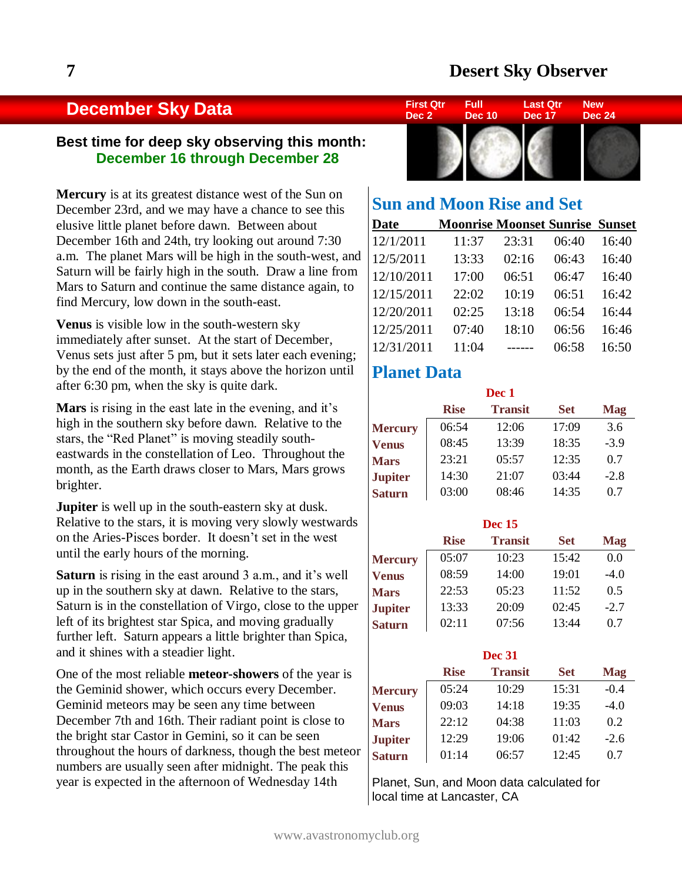## December Sky Data

| First Qtr | Full | Last Qtr | New |
| --- | --- | --- | --- |
| Dec 2 | Dec 10 | Dec 17 | Dec 24 |

**Best time for deep sky observing this month: December 16 through December 28**

**Mercury** is at its greatest distance west of the Sun on December 23rd, and we may have a chance to see this elusive little planet before dawn. Between about December 16th and 24th, try looking out around 7:30 a.m. The planet Mars will be high in the south-west, and Saturn will be fairly high in the south. Draw a line from Mars to Saturn and continue the same distance again, to find Mercury, low down in the south-east.

**Venus** is visible low in the south-western sky immediately after sunset. At the start of December, Venus sets just after 5 pm, but it sets later each evening; by the end of the month, it stays above the horizon until after 6:30 pm, when the sky is quite dark.

**Mars** is rising in the east late in the evening, and it's high in the southern sky before dawn. Relative to the stars, the "Red Planet" is moving steadily south-eastwards in the constellation of Leo. Throughout the month, as the Earth draws closer to Mars, Mars grows brighter.

**Jupiter** is well up in the south-eastern sky at dusk. Relative to the stars, it is moving very slowly westwards on the Aries-Pisces border. It doesn't set in the west until the early hours of the morning.

**Saturn** is rising in the east around 3 a.m., and it's well up in the southern sky at dawn. Relative to the stars, Saturn is in the constellation of Virgo, close to the upper left of its brightest star Spica, and moving gradually further left. Saturn appears a little brighter than Spica, and it shines with a steadier light.

One of the most reliable **meteor-showers** of the year is the Geminid shower, which occurs every December. Geminid meteors may be seen any time between December 7th and 16th. Their radiant point is close to the bright star Castor in Gemini, so it can be seen throughout the hours of darkness, though the best meteor numbers are usually seen after midnight. The peak this year is expected in the afternoon of Wednesday 14th

## Sun and Moon Rise and Set

| Date | Moonrise | Moonset | Sunrise | Sunset |
| --- | --- | --- | --- | --- |
| 12/1/2011 | 11:37 | 23:31 | 06:40 | 16:40 |
| 12/5/2011 | 13:33 | 02:16 | 06:43 | 16:40 |
| 12/10/2011 | 17:00 | 06:51 | 06:47 | 16:40 |
| 12/15/2011 | 22:02 | 10:19 | 06:51 | 16:42 |
| 12/20/2011 | 02:25 | 13:18 | 06:54 | 16:44 |
| 12/25/2011 | 07:40 | 18:10 | 06:56 | 16:46 |
| 12/31/2011 | 11:04 | ------ | 06:58 | 16:50 |

## Planet Data

**Dec 1**

| | Rise | Transit | Set | Mag |
| --- | --- | --- | --- | --- |
| **Mercury** | 06:54 | 12:06 | 17:09 | 3.6 |
| **Venus** | 08:45 | 13:39 | 18:35 | -3.9 |
| **Mars** | 23:21 | 05:57 | 12:35 | 0.7 |
| **Jupiter** | 14:30 | 21:07 | 03:44 | -2.8 |
| **Saturn** | 03:00 | 08:46 | 14:35 | 0.7 |

**Dec 15**

| | Rise | Transit | Set | Mag |
| --- | --- | --- | --- | --- |
| **Mercury** | 05:07 | 10:23 | 15:42 | 0.0 |
| **Venus** | 08:59 | 14:00 | 19:01 | -4.0 |
| **Mars** | 22:53 | 05:23 | 11:52 | 0.5 |
| **Jupiter** | 13:33 | 20:09 | 02:45 | -2.7 |
| **Saturn** | 02:11 | 07:56 | 13:44 | 0.7 |

**Dec 31**

| | Rise | Transit | Set | Mag |
| --- | --- | --- | --- | --- |
| **Mercury** | 05:24 | 10:29 | 15:31 | -0.4 |
| **Venus** | 09:03 | 14:18 | 19:35 | -4.0 |
| **Mars** | 22:12 | 04:38 | 11:03 | 0.2 |
| **Jupiter** | 12:29 | 19:06 | 01:42 | -2.6 |
| **Saturn** | 01:14 | 06:57 | 12:45 | 0.7 |

Planet, Sun, and Moon data calculated for local time at Lancaster, CA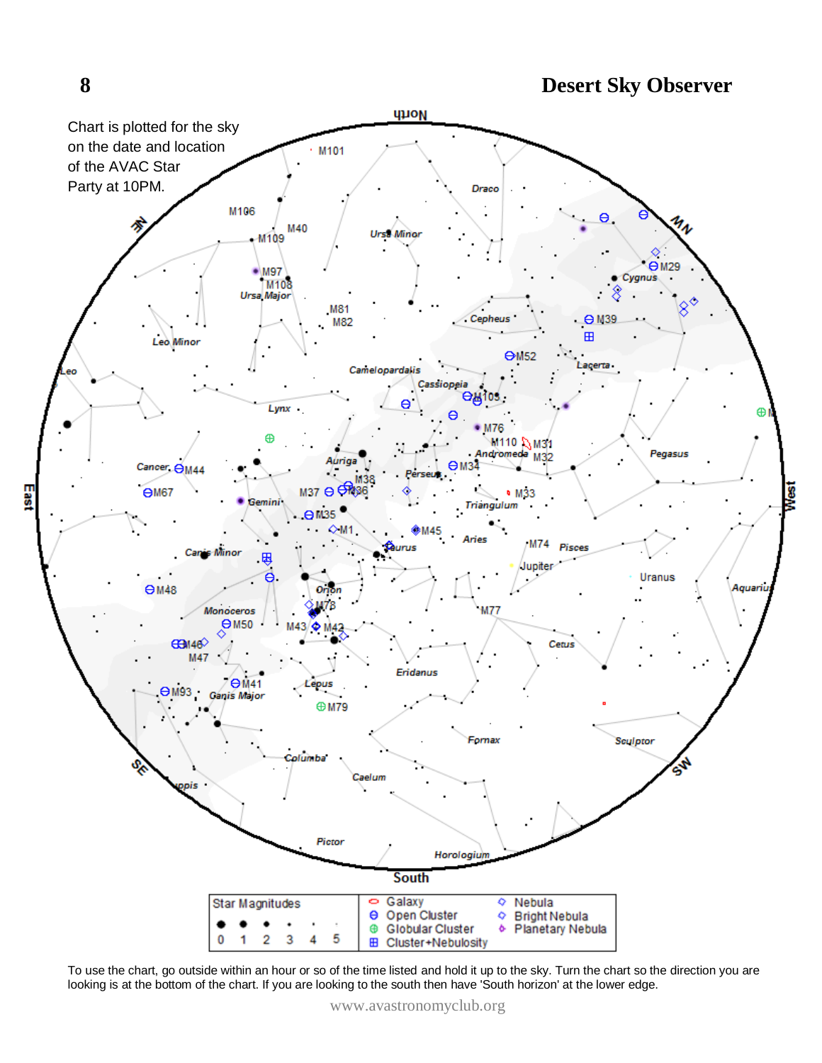Chart is plotted for the sky on the date and location of the AVAC Star Party at 10PM.

| Star Magnitudes | | | | | |
|---|---|---|---|---|---|
| 0 | 1 | 2 | 3 | 4 | 5 |

- Galaxy
- Open Cluster
- Globular Cluster
- Cluster+Nebulosity
- Nebula
- Bright Nebula
- Planetary Nebula

To use the chart, go outside within an hour or so of the time listed and hold it up to the sky. Turn the chart so the direction you are looking is at the bottom of the chart. If you are looking to the south then have 'South horizon' at the lower edge.

www.avastronomyclub.org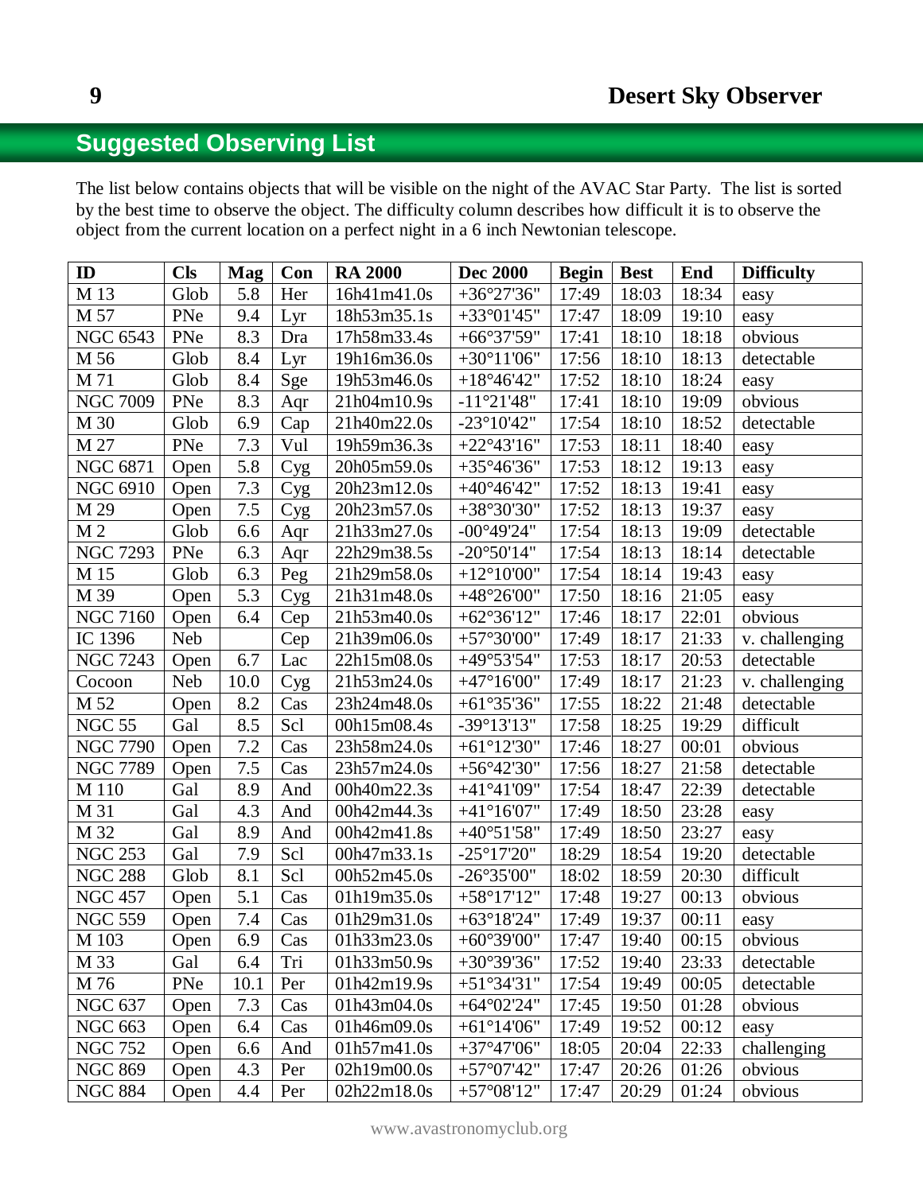## Suggested Observing List

The list below contains objects that will be visible on the night of the AVAC Star Party. The list is sorted by the best time to observe the object. The difficulty column describes how difficult it is to observe the object from the current location on a perfect night in a 6 inch Newtonian telescope.

| ID | Cls | Mag | Con | RA 2000 | Dec 2000 | Begin | Best | End | Difficulty |
|---|---|---|---|---|---|---|---|---|---|
| M 13 | Glob | 5.8 | Her | 16h41m41.0s | +36°27'36" | 17:49 | 18:03 | 18:34 | easy |
| M 57 | PNe | 9.4 | Lyr | 18h53m35.1s | +33°01'45" | 17:47 | 18:09 | 19:10 | easy |
| NGC 6543 | PNe | 8.3 | Dra | 17h58m33.4s | +66°37'59" | 17:41 | 18:10 | 18:18 | obvious |
| M 56 | Glob | 8.4 | Lyr | 19h16m36.0s | +30°11'06" | 17:56 | 18:10 | 18:13 | detectable |
| M 71 | Glob | 8.4 | Sge | 19h53m46.0s | +18°46'42" | 17:52 | 18:10 | 18:24 | easy |
| NGC 7009 | PNe | 8.3 | Aqr | 21h04m10.9s | -11°21'48" | 17:41 | 18:10 | 19:09 | obvious |
| M 30 | Glob | 6.9 | Cap | 21h40m22.0s | -23°10'42" | 17:54 | 18:10 | 18:52 | detectable |
| M 27 | PNe | 7.3 | Vul | 19h59m36.3s | +22°43'16" | 17:53 | 18:11 | 18:40 | easy |
| NGC 6871 | Open | 5.8 | Cyg | 20h05m59.0s | +35°46'36" | 17:53 | 18:12 | 19:13 | easy |
| NGC 6910 | Open | 7.3 | Cyg | 20h23m12.0s | +40°46'42" | 17:52 | 18:13 | 19:41 | easy |
| M 29 | Open | 7.5 | Cyg | 20h23m57.0s | +38°30'30" | 17:52 | 18:13 | 19:37 | easy |
| M 2 | Glob | 6.6 | Aqr | 21h33m27.0s | -00°49'24" | 17:54 | 18:13 | 19:09 | detectable |
| NGC 7293 | PNe | 6.3 | Aqr | 22h29m38.5s | -20°50'14" | 17:54 | 18:13 | 18:14 | detectable |
| M 15 | Glob | 6.3 | Peg | 21h29m58.0s | +12°10'00" | 17:54 | 18:14 | 19:43 | easy |
| M 39 | Open | 5.3 | Cyg | 21h31m48.0s | +48°26'00" | 17:50 | 18:16 | 21:05 | easy |
| NGC 7160 | Open | 6.4 | Cep | 21h53m40.0s | +62°36'12" | 17:46 | 18:17 | 22:01 | obvious |
| IC 1396 | Neb | | Cep | 21h39m06.0s | +57°30'00" | 17:49 | 18:17 | 21:33 | v. challenging |
| NGC 7243 | Open | 6.7 | Lac | 22h15m08.0s | +49°53'54" | 17:53 | 18:17 | 20:53 | detectable |
| Cocoon | Neb | 10.0 | Cyg | 21h53m24.0s | +47°16'00" | 17:49 | 18:17 | 21:23 | v. challenging |
| M 52 | Open | 8.2 | Cas | 23h24m48.0s | +61°35'36" | 17:55 | 18:22 | 21:48 | detectable |
| NGC 55 | Gal | 8.5 | Scl | 00h15m08.4s | -39°13'13" | 17:58 | 18:25 | 19:29 | difficult |
| NGC 7790 | Open | 7.2 | Cas | 23h58m24.0s | +61°12'30" | 17:46 | 18:27 | 00:01 | obvious |
| NGC 7789 | Open | 7.5 | Cas | 23h57m24.0s | +56°42'30" | 17:56 | 18:27 | 21:58 | detectable |
| M 110 | Gal | 8.9 | And | 00h40m22.3s | +41°41'09" | 17:54 | 18:47 | 22:39 | detectable |
| M 31 | Gal | 4.3 | And | 00h42m44.3s | +41°16'07" | 17:49 | 18:50 | 23:28 | easy |
| M 32 | Gal | 8.9 | And | 00h42m41.8s | +40°51'58" | 17:49 | 18:50 | 23:27 | easy |
| NGC 253 | Gal | 7.9 | Scl | 00h47m33.1s | -25°17'20" | 18:29 | 18:54 | 19:20 | detectable |
| NGC 288 | Glob | 8.1 | Scl | 00h52m45.0s | -26°35'00" | 18:02 | 18:59 | 20:30 | difficult |
| NGC 457 | Open | 5.1 | Cas | 01h19m35.0s | +58°17'12" | 17:48 | 19:27 | 00:13 | obvious |
| NGC 559 | Open | 7.4 | Cas | 01h29m31.0s | +63°18'24" | 17:49 | 19:37 | 00:11 | easy |
| M 103 | Open | 6.9 | Cas | 01h33m23.0s | +60°39'00" | 17:47 | 19:40 | 00:15 | obvious |
| M 33 | Gal | 6.4 | Tri | 01h33m50.9s | +30°39'36" | 17:52 | 19:40 | 23:33 | detectable |
| M 76 | PNe | 10.1 | Per | 01h42m19.9s | +51°34'31" | 17:54 | 19:49 | 00:05 | detectable |
| NGC 637 | Open | 7.3 | Cas | 01h43m04.0s | +64°02'24" | 17:45 | 19:50 | 01:28 | obvious |
| NGC 663 | Open | 6.4 | Cas | 01h46m09.0s | +61°14'06" | 17:49 | 19:52 | 00:12 | easy |
| NGC 752 | Open | 6.6 | And | 01h57m41.0s | +37°47'06" | 18:05 | 20:04 | 22:33 | challenging |
| NGC 869 | Open | 4.3 | Per | 02h19m00.0s | +57°07'42" | 17:47 | 20:26 | 01:26 | obvious |
| NGC 884 | Open | 4.4 | Per | 02h22m18.0s | +57°08'12" | 17:47 | 20:29 | 01:24 | obvious |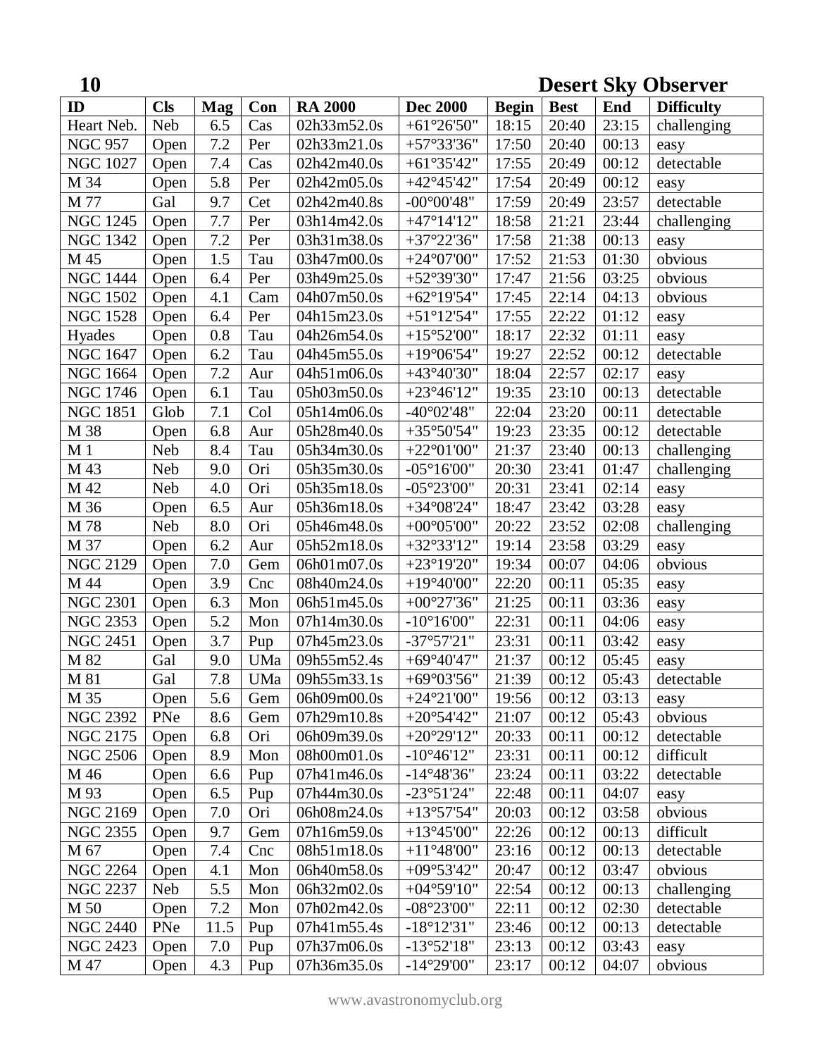| ID | Cls | Mag | Con | RA 2000 | Dec 2000 | Begin | Best | End | Difficulty |
|---|---|---|---|---|---|---|---|---|---|
| Heart Neb. | Neb | 6.5 | Cas | 02h33m52.0s | +61°26'50" | 18:15 | 20:40 | 23:15 | challenging |
| NGC 957 | Open | 7.2 | Per | 02h33m21.0s | +57°33'36" | 17:50 | 20:40 | 00:13 | easy |
| NGC 1027 | Open | 7.4 | Cas | 02h42m40.0s | +61°35'42" | 17:55 | 20:49 | 00:12 | detectable |
| M 34 | Open | 5.8 | Per | 02h42m05.0s | +42°45'42" | 17:54 | 20:49 | 00:12 | easy |
| M 77 | Gal | 9.7 | Cet | 02h42m40.8s | -00°00'48" | 17:59 | 20:49 | 23:57 | detectable |
| NGC 1245 | Open | 7.7 | Per | 03h14m42.0s | +47°14'12" | 18:58 | 21:21 | 23:44 | challenging |
| NGC 1342 | Open | 7.2 | Per | 03h31m38.0s | +37°22'36" | 17:58 | 21:38 | 00:13 | easy |
| M 45 | Open | 1.5 | Tau | 03h47m00.0s | +24°07'00" | 17:52 | 21:53 | 01:30 | obvious |
| NGC 1444 | Open | 6.4 | Per | 03h49m25.0s | +52°39'30" | 17:47 | 21:56 | 03:25 | obvious |
| NGC 1502 | Open | 4.1 | Cam | 04h07m50.0s | +62°19'54" | 17:45 | 22:14 | 04:13 | obvious |
| NGC 1528 | Open | 6.4 | Per | 04h15m23.0s | +51°12'54" | 17:55 | 22:22 | 01:12 | easy |
| Hyades | Open | 0.8 | Tau | 04h26m54.0s | +15°52'00" | 18:17 | 22:32 | 01:11 | easy |
| NGC 1647 | Open | 6.2 | Tau | 04h45m55.0s | +19°06'54" | 19:27 | 22:52 | 00:12 | detectable |
| NGC 1664 | Open | 7.2 | Aur | 04h51m06.0s | +43°40'30" | 18:04 | 22:57 | 02:17 | easy |
| NGC 1746 | Open | 6.1 | Tau | 05h03m50.0s | +23°46'12" | 19:35 | 23:10 | 00:13 | detectable |
| NGC 1851 | Glob | 7.1 | Col | 05h14m06.0s | -40°02'48" | 22:04 | 23:20 | 00:11 | detectable |
| M 38 | Open | 6.8 | Aur | 05h28m40.0s | +35°50'54" | 19:23 | 23:35 | 00:12 | detectable |
| M 1 | Neb | 8.4 | Tau | 05h34m30.0s | +22°01'00" | 21:37 | 23:40 | 00:13 | challenging |
| M 43 | Neb | 9.0 | Ori | 05h35m30.0s | -05°16'00" | 20:30 | 23:41 | 01:47 | challenging |
| M 42 | Neb | 4.0 | Ori | 05h35m18.0s | -05°23'00" | 20:31 | 23:41 | 02:14 | easy |
| M 36 | Open | 6.5 | Aur | 05h36m18.0s | +34°08'24" | 18:47 | 23:42 | 03:28 | easy |
| M 78 | Neb | 8.0 | Ori | 05h46m48.0s | +00°05'00" | 20:22 | 23:52 | 02:08 | challenging |
| M 37 | Open | 6.2 | Aur | 05h52m18.0s | +32°33'12" | 19:14 | 23:58 | 03:29 | easy |
| NGC 2129 | Open | 7.0 | Gem | 06h01m07.0s | +23°19'20" | 19:34 | 00:07 | 04:06 | obvious |
| M 44 | Open | 3.9 | Cnc | 08h40m24.0s | +19°40'00" | 22:20 | 00:11 | 05:35 | easy |
| NGC 2301 | Open | 6.3 | Mon | 06h51m45.0s | +00°27'36" | 21:25 | 00:11 | 03:36 | easy |
| NGC 2353 | Open | 5.2 | Mon | 07h14m30.0s | -10°16'00" | 22:31 | 00:11 | 04:06 | easy |
| NGC 2451 | Open | 3.7 | Pup | 07h45m23.0s | -37°57'21" | 23:31 | 00:11 | 03:42 | easy |
| M 82 | Gal | 9.0 | UMa | 09h55m52.4s | +69°40'47" | 21:37 | 00:12 | 05:45 | easy |
| M 81 | Gal | 7.8 | UMa | 09h55m33.1s | +69°03'56" | 21:39 | 00:12 | 05:43 | detectable |
| M 35 | Open | 5.6 | Gem | 06h09m00.0s | +24°21'00" | 19:56 | 00:12 | 03:13 | easy |
| NGC 2392 | PNe | 8.6 | Gem | 07h29m10.8s | +20°54'42" | 21:07 | 00:12 | 05:43 | obvious |
| NGC 2175 | Open | 6.8 | Ori | 06h09m39.0s | +20°29'12" | 20:33 | 00:11 | 00:12 | detectable |
| NGC 2506 | Open | 8.9 | Mon | 08h00m01.0s | -10°46'12" | 23:31 | 00:11 | 00:12 | difficult |
| M 46 | Open | 6.6 | Pup | 07h41m46.0s | -14°48'36" | 23:24 | 00:11 | 03:22 | detectable |
| M 93 | Open | 6.5 | Pup | 07h44m30.0s | -23°51'24" | 22:48 | 00:11 | 04:07 | easy |
| NGC 2169 | Open | 7.0 | Ori | 06h08m24.0s | +13°57'54" | 20:03 | 00:12 | 03:58 | obvious |
| NGC 2355 | Open | 9.7 | Gem | 07h16m59.0s | +13°45'00" | 22:26 | 00:12 | 00:13 | difficult |
| M 67 | Open | 7.4 | Cnc | 08h51m18.0s | +11°48'00" | 23:16 | 00:12 | 00:13 | detectable |
| NGC 2264 | Open | 4.1 | Mon | 06h40m58.0s | +09°53'42" | 20:47 | 00:12 | 03:47 | obvious |
| NGC 2237 | Neb | 5.5 | Mon | 06h32m02.0s | +04°59'10" | 22:54 | 00:12 | 00:13 | challenging |
| M 50 | Open | 7.2 | Mon | 07h02m42.0s | -08°23'00" | 22:11 | 00:12 | 02:30 | detectable |
| NGC 2440 | PNe | 11.5 | Pup | 07h41m55.4s | -18°12'31" | 23:46 | 00:12 | 00:13 | detectable |
| NGC 2423 | Open | 7.0 | Pup | 07h37m06.0s | -13°52'18" | 23:13 | 00:12 | 03:43 | easy |
| M 47 | Open | 4.3 | Pup | 07h36m35.0s | -14°29'00" | 23:17 | 00:12 | 04:07 | obvious |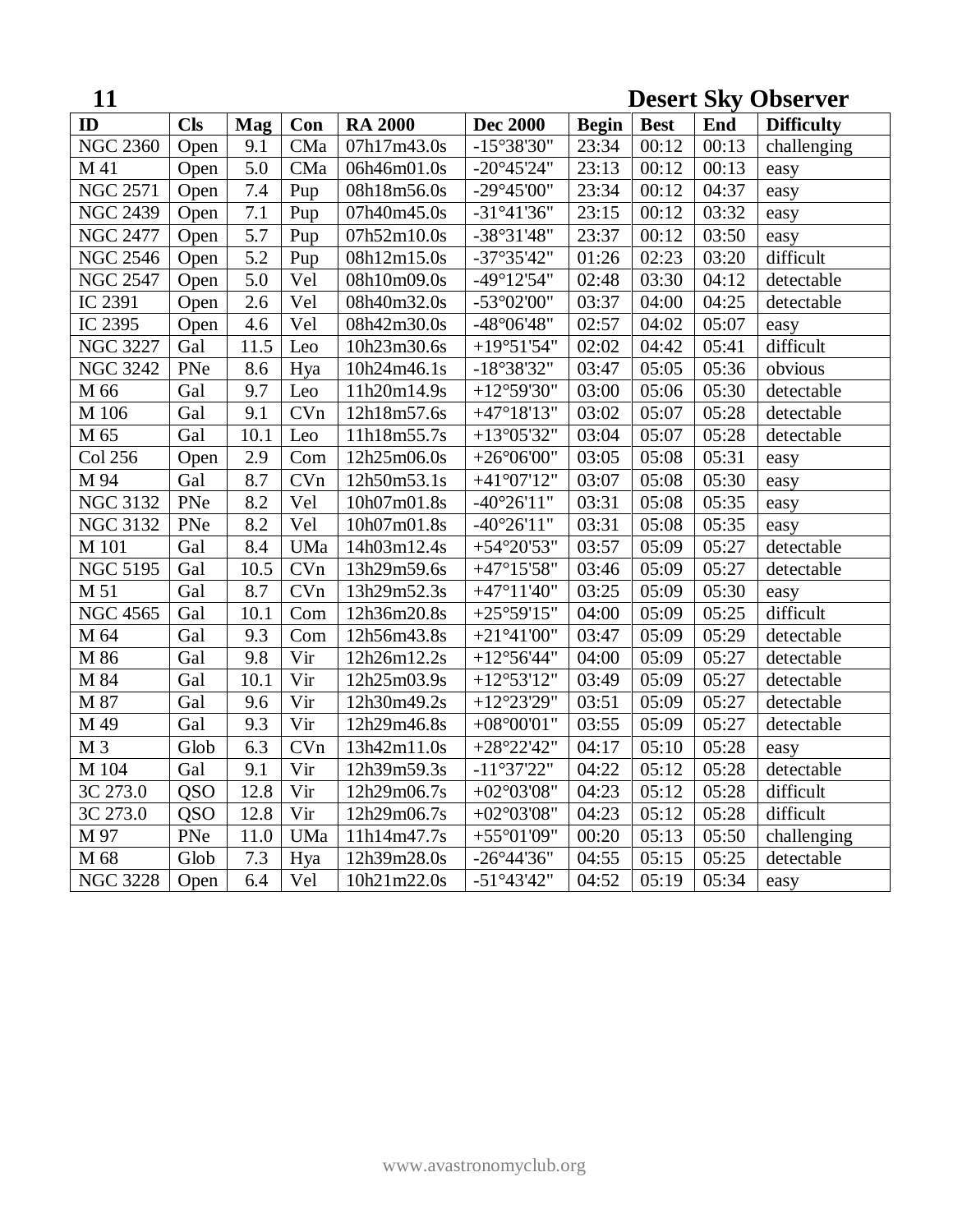| ID | Cls | Mag | Con | RA 2000 | Dec 2000 | Begin | Best | End | Difficulty |
|---|---|---|---|---|---|---|---|---|---|
| NGC 2360 | Open | 9.1 | CMa | 07h17m43.0s | -15°38'30" | 23:34 | 00:12 | 00:13 | challenging |
| M 41 | Open | 5.0 | CMa | 06h46m01.0s | -20°45'24" | 23:13 | 00:12 | 00:13 | easy |
| NGC 2571 | Open | 7.4 | Pup | 08h18m56.0s | -29°45'00" | 23:34 | 00:12 | 04:37 | easy |
| NGC 2439 | Open | 7.1 | Pup | 07h40m45.0s | -31°41'36" | 23:15 | 00:12 | 03:32 | easy |
| NGC 2477 | Open | 5.7 | Pup | 07h52m10.0s | -38°31'48" | 23:37 | 00:12 | 03:50 | easy |
| NGC 2546 | Open | 5.2 | Pup | 08h12m15.0s | -37°35'42" | 01:26 | 02:23 | 03:20 | difficult |
| NGC 2547 | Open | 5.0 | Vel | 08h10m09.0s | -49°12'54" | 02:48 | 03:30 | 04:12 | detectable |
| IC 2391 | Open | 2.6 | Vel | 08h40m32.0s | -53°02'00" | 03:37 | 04:00 | 04:25 | detectable |
| IC 2395 | Open | 4.6 | Vel | 08h42m30.0s | -48°06'48" | 02:57 | 04:02 | 05:07 | easy |
| NGC 3227 | Gal | 11.5 | Leo | 10h23m30.6s | +19°51'54" | 02:02 | 04:42 | 05:41 | difficult |
| NGC 3242 | PNe | 8.6 | Hya | 10h24m46.1s | -18°38'32" | 03:47 | 05:05 | 05:36 | obvious |
| M 66 | Gal | 9.7 | Leo | 11h20m14.9s | +12°59'30" | 03:00 | 05:06 | 05:30 | detectable |
| M 106 | Gal | 9.1 | CVn | 12h18m57.6s | +47°18'13" | 03:02 | 05:07 | 05:28 | detectable |
| M 65 | Gal | 10.1 | Leo | 11h18m55.7s | +13°05'32" | 03:04 | 05:07 | 05:28 | detectable |
| Col 256 | Open | 2.9 | Com | 12h25m06.0s | +26°06'00" | 03:05 | 05:08 | 05:31 | easy |
| M 94 | Gal | 8.7 | CVn | 12h50m53.1s | +41°07'12" | 03:07 | 05:08 | 05:30 | easy |
| NGC 3132 | PNe | 8.2 | Vel | 10h07m01.8s | -40°26'11" | 03:31 | 05:08 | 05:35 | easy |
| NGC 3132 | PNe | 8.2 | Vel | 10h07m01.8s | -40°26'11" | 03:31 | 05:08 | 05:35 | easy |
| M 101 | Gal | 8.4 | UMa | 14h03m12.4s | +54°20'53" | 03:57 | 05:09 | 05:27 | detectable |
| NGC 5195 | Gal | 10.5 | CVn | 13h29m59.6s | +47°15'58" | 03:46 | 05:09 | 05:27 | detectable |
| M 51 | Gal | 8.7 | CVn | 13h29m52.3s | +47°11'40" | 03:25 | 05:09 | 05:30 | easy |
| NGC 4565 | Gal | 10.1 | Com | 12h36m20.8s | +25°59'15" | 04:00 | 05:09 | 05:25 | difficult |
| M 64 | Gal | 9.3 | Com | 12h56m43.8s | +21°41'00" | 03:47 | 05:09 | 05:29 | detectable |
| M 86 | Gal | 9.8 | Vir | 12h26m12.2s | +12°56'44" | 04:00 | 05:09 | 05:27 | detectable |
| M 84 | Gal | 10.1 | Vir | 12h25m03.9s | +12°53'12" | 03:49 | 05:09 | 05:27 | detectable |
| M 87 | Gal | 9.6 | Vir | 12h30m49.2s | +12°23'29" | 03:51 | 05:09 | 05:27 | detectable |
| M 49 | Gal | 9.3 | Vir | 12h29m46.8s | +08°00'01" | 03:55 | 05:09 | 05:27 | detectable |
| M 3 | Glob | 6.3 | CVn | 13h42m11.0s | +28°22'42" | 04:17 | 05:10 | 05:28 | easy |
| M 104 | Gal | 9.1 | Vir | 12h39m59.3s | -11°37'22" | 04:22 | 05:12 | 05:28 | detectable |
| 3C 273.0 | QSO | 12.8 | Vir | 12h29m06.7s | +02°03'08" | 04:23 | 05:12 | 05:28 | difficult |
| 3C 273.0 | QSO | 12.8 | Vir | 12h29m06.7s | +02°03'08" | 04:23 | 05:12 | 05:28 | difficult |
| M 97 | PNe | 11.0 | UMa | 11h14m47.7s | +55°01'09" | 00:20 | 05:13 | 05:50 | challenging |
| M 68 | Glob | 7.3 | Hya | 12h39m28.0s | -26°44'36" | 04:55 | 05:15 | 05:25 | detectable |
| NGC 3228 | Open | 6.4 | Vel | 10h21m22.0s | -51°43'42" | 04:52 | 05:19 | 05:34 | easy |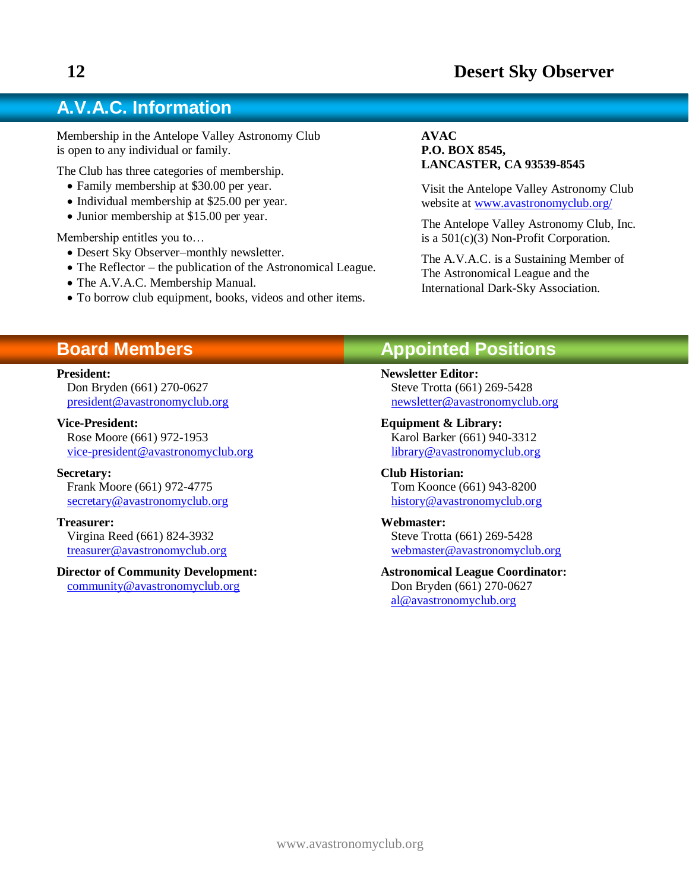## A.V.A.C. Information

Membership in the Antelope Valley Astronomy Club is open to any individual or family.

The Club has three categories of membership.

- Family membership at $30.00 per year.
- Individual membership at $25.00 per year.
- Junior membership at $15.00 per year.

Membership entitles you to…

- Desert Sky Observer–monthly newsletter.
- The Reflector – the publication of the Astronomical League.
- The A.V.A.C. Membership Manual.
- To borrow club equipment, books, videos and other items.

**AVAC**
**P.O. BOX 8545,**
**LANCASTER, CA 93539-8545**

Visit the Antelope Valley Astronomy Club website at www.avastronomyclub.org/

The Antelope Valley Astronomy Club, Inc. is a 501(c)(3) Non-Profit Corporation.

The A.V.A.C. is a Sustaining Member of The Astronomical League and the International Dark-Sky Association.

## Board Members

**President:**
Don Bryden (661) 270-0627
president@avastronomyclub.org

**Vice-President:**
Rose Moore (661) 972-1953
vice-president@avastronomyclub.org

**Secretary:**
Frank Moore (661) 972-4775
secretary@avastronomyclub.org

**Treasurer:**
Virgina Reed (661) 824-3932
treasurer@avastronomyclub.org

**Director of Community Development:**
community@avastronomyclub.org

## Appointed Positions

**Newsletter Editor:**
Steve Trotta (661) 269-5428
newsletter@avastronomyclub.org

**Equipment & Library:**
Karol Barker (661) 940-3312
library@avastronomyclub.org

**Club Historian:**
Tom Koonce (661) 943-8200
history@avastronomyclub.org

**Webmaster:**
Steve Trotta (661) 269-5428
webmaster@avastronomyclub.org

**Astronomical League Coordinator:**
Don Bryden (661) 270-0627
al@avastronomyclub.org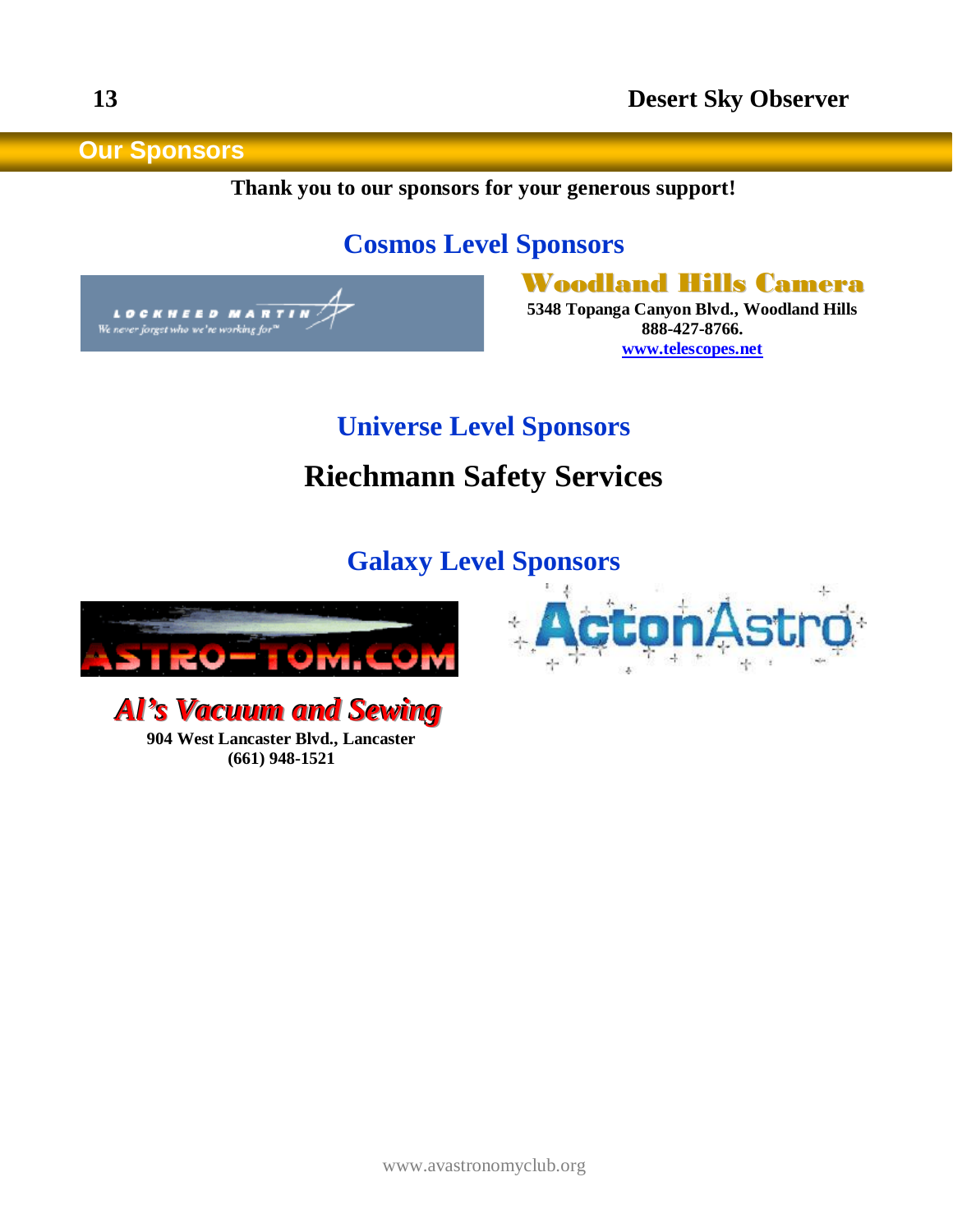## Our Sponsors

**Thank you to our sponsors for your generous support!**

### Cosmos Level Sponsors

LOCKHEED MARTIN
We never forget who we're working for™

**Woodland Hills Camera**
**5348 Topanga Canyon Blvd., Woodland Hills**
**888-427-8766.**
**www.telescopes.net**

### Universe Level Sponsors

## Riechmann Safety Services

### Galaxy Level Sponsors

ASTRO-TOM.COM

ActonAstro

***Al's Vacuum and Sewing***
**904 West Lancaster Blvd., Lancaster**
**(661) 948-1521**